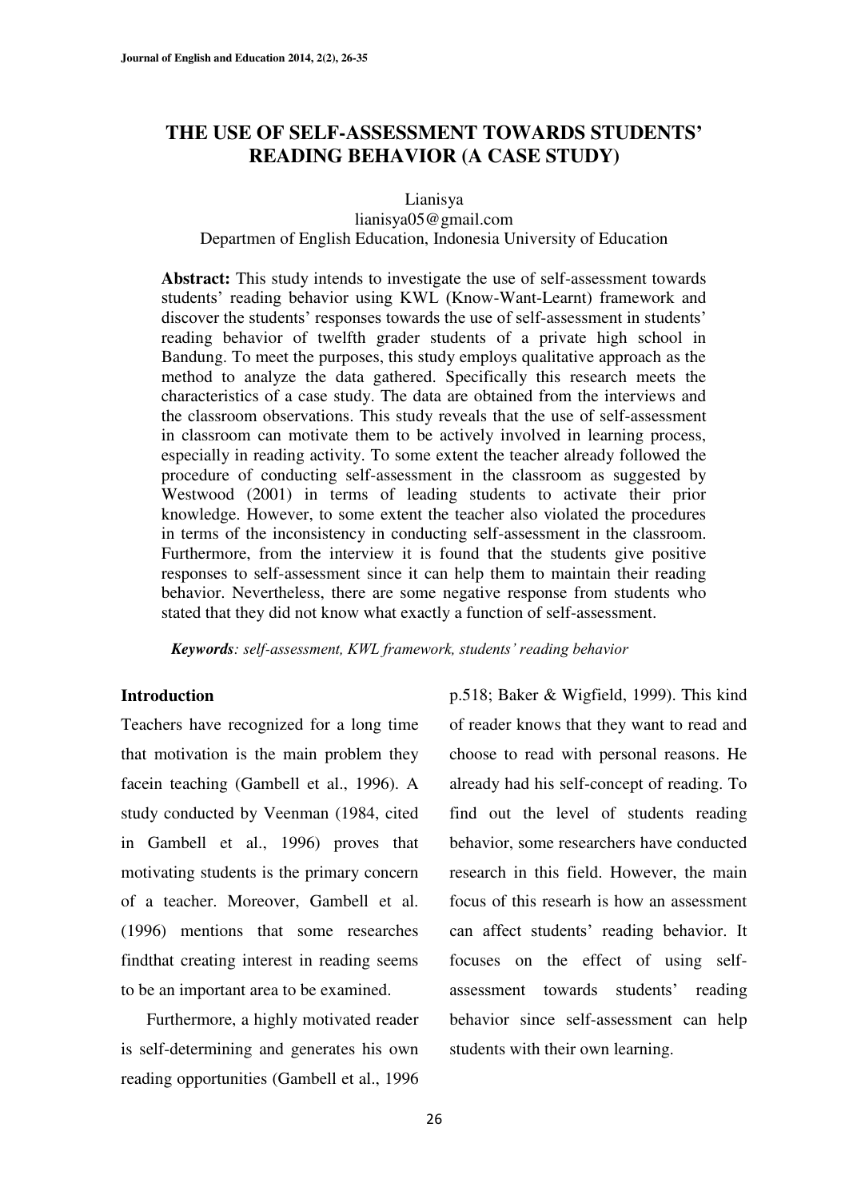# THE USE OF SELF-ASSESSMENT TOWARDS STUDENTS' READING BEHAVIOR (A CASE STUDY)

Lianisya
lianisya05@gmail.com
Departmen of English Education, Indonesia University of Education

**Abstract:** This study intends to investigate the use of self-assessment towards students' reading behavior using KWL (Know-Want-Learnt) framework and discover the students' responses towards the use of self-assessment in students' reading behavior of twelfth grader students of a private high school in Bandung. To meet the purposes, this study employs qualitative approach as the method to analyze the data gathered. Specifically this research meets the characteristics of a case study. The data are obtained from the interviews and the classroom observations. This study reveals that the use of self-assessment in classroom can motivate them to be actively involved in learning process, especially in reading activity. To some extent the teacher already followed the procedure of conducting self-assessment in the classroom as suggested by Westwood (2001) in terms of leading students to activate their prior knowledge. However, to some extent the teacher also violated the procedures in terms of the inconsistency in conducting self-assessment in the classroom. Furthermore, from the interview it is found that the students give positive responses to self-assessment since it can help them to maintain their reading behavior. Nevertheless, there are some negative response from students who stated that they did not know what exactly a function of self-assessment.

***Keywords**: self-assessment, KWL framework, students' reading behavior*

## Introduction

Teachers have recognized for a long time that motivation is the main problem they facein teaching (Gambell et al., 1996). A study conducted by Veenman (1984, cited in Gambell et al., 1996) proves that motivating students is the primary concern of a teacher. Moreover, Gambell et al. (1996) mentions that some researches findthat creating interest in reading seems to be an important area to be examined.

Furthermore, a highly motivated reader is self-determining and generates his own reading opportunities (Gambell et al., 1996 p.518; Baker & Wigfield, 1999). This kind of reader knows that they want to read and choose to read with personal reasons. He already had his self-concept of reading. To find out the level of students reading behavior, some researchers have conducted research in this field. However, the main focus of this researh is how an assessment can affect students' reading behavior. It focuses on the effect of using self-assessment towards students' reading behavior since self-assessment can help students with their own learning.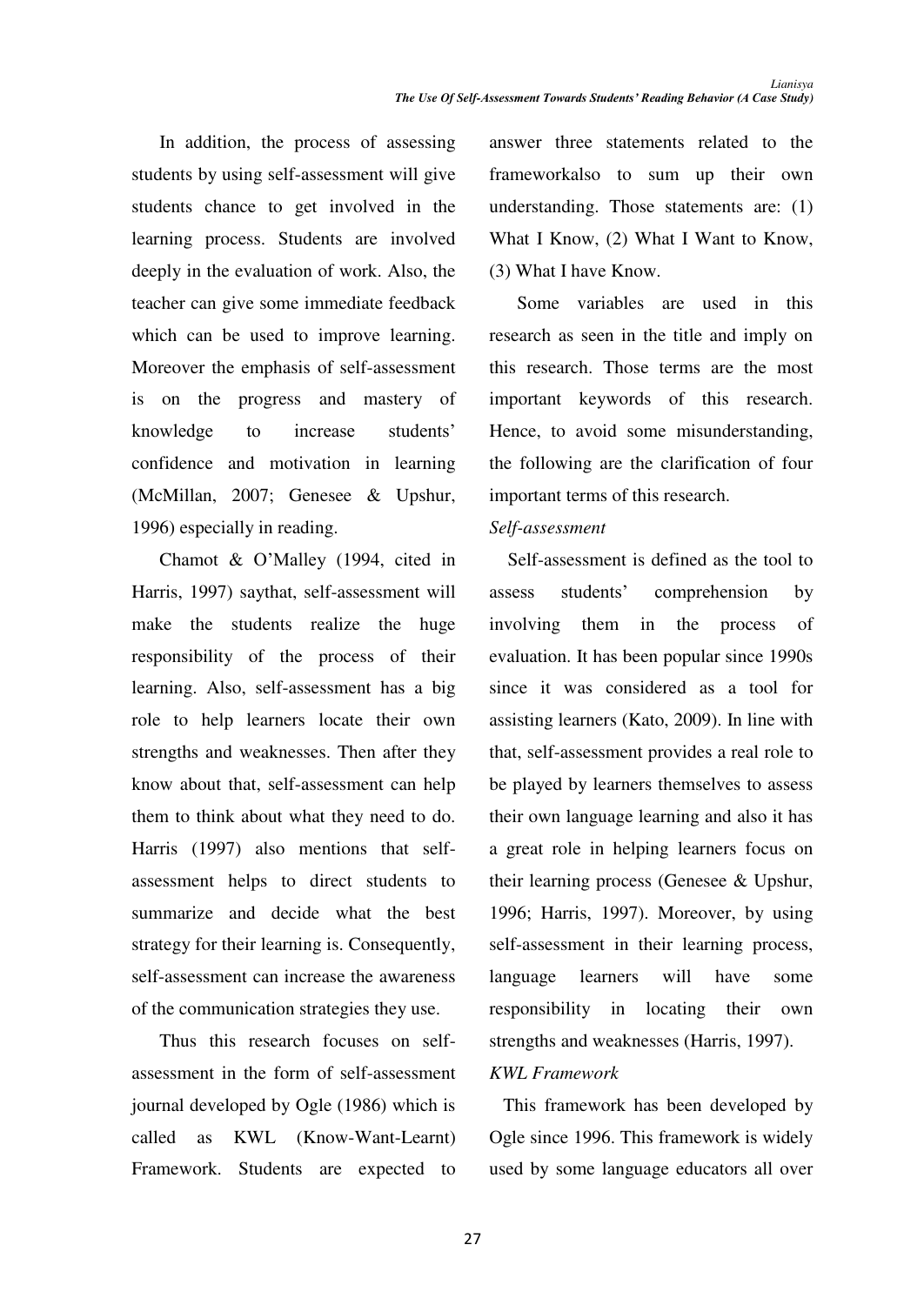In addition, the process of assessing students by using self-assessment will give students chance to get involved in the learning process. Students are involved deeply in the evaluation of work. Also, the teacher can give some immediate feedback which can be used to improve learning. Moreover the emphasis of self-assessment is on the progress and mastery of knowledge to increase students' confidence and motivation in learning (McMillan, 2007; Genesee & Upshur, 1996) especially in reading.

Chamot & O'Malley (1994, cited in Harris, 1997) saythat, self-assessment will make the students realize the huge responsibility of the process of their learning. Also, self-assessment has a big role to help learners locate their own strengths and weaknesses. Then after they know about that, self-assessment can help them to think about what they need to do. Harris (1997) also mentions that self-assessment helps to direct students to summarize and decide what the best strategy for their learning is. Consequently, self-assessment can increase the awareness of the communication strategies they use.

Thus this research focuses on self-assessment in the form of self-assessment journal developed by Ogle (1986) which is called as KWL (Know-Want-Learnt) Framework. Students are expected to answer three statements related to the frameworkalso to sum up their own understanding. Those statements are: (1) What I Know, (2) What I Want to Know, (3) What I have Know.

Some variables are used in this research as seen in the title and imply on this research. Those terms are the most important keywords of this research. Hence, to avoid some misunderstanding, the following are the clarification of four important terms of this research.

*Self-assessment*

Self-assessment is defined as the tool to assess students' comprehension by involving them in the process of evaluation. It has been popular since 1990s since it was considered as a tool for assisting learners (Kato, 2009). In line with that, self-assessment provides a real role to be played by learners themselves to assess their own language learning and also it has a great role in helping learners focus on their learning process (Genesee & Upshur, 1996; Harris, 1997). Moreover, by using self-assessment in their learning process, language learners will have some responsibility in locating their own strengths and weaknesses (Harris, 1997).

*KWL Framework*

This framework has been developed by Ogle since 1996. This framework is widely used by some language educators all over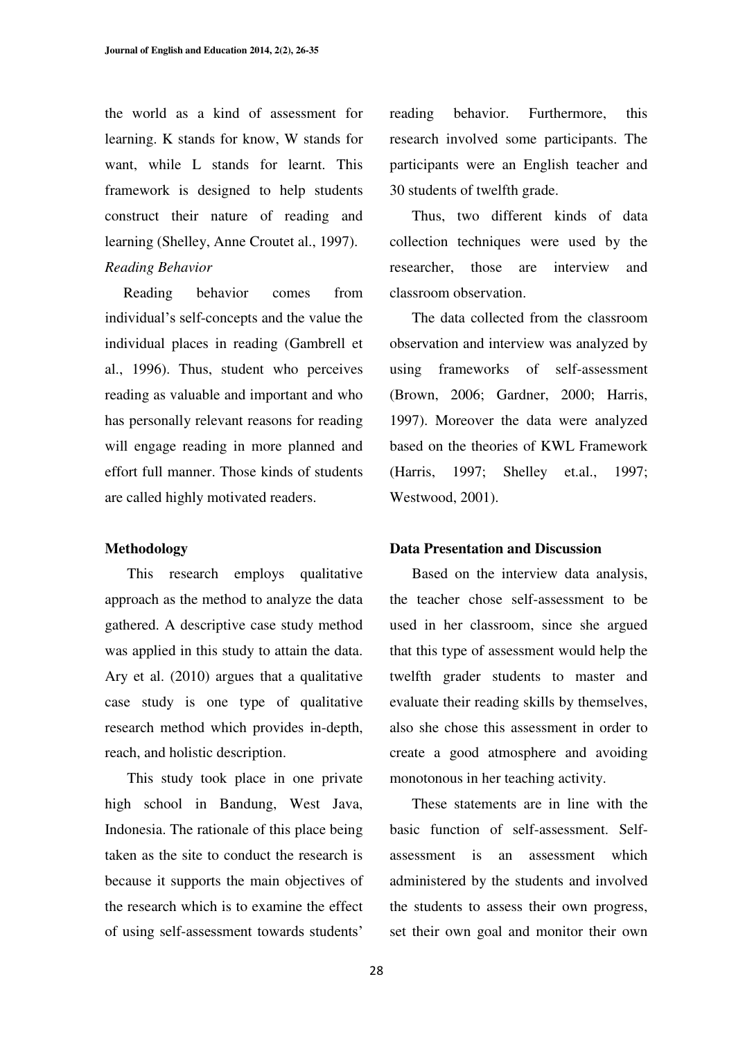the world as a kind of assessment for learning. K stands for know, W stands for want, while L stands for learnt. This framework is designed to help students construct their nature of reading and learning (Shelley, Anne Croutet al., 1997).

*Reading Behavior*

Reading behavior comes from individual's self-concepts and the value the individual places in reading (Gambrell et al., 1996). Thus, student who perceives reading as valuable and important and who has personally relevant reasons for reading will engage reading in more planned and effort full manner. Those kinds of students are called highly motivated readers.

**Methodology**

This research employs qualitative approach as the method to analyze the data gathered. A descriptive case study method was applied in this study to attain the data. Ary et al. (2010) argues that a qualitative case study is one type of qualitative research method which provides in-depth, reach, and holistic description.

This study took place in one private high school in Bandung, West Java, Indonesia. The rationale of this place being taken as the site to conduct the research is because it supports the main objectives of the research which is to examine the effect of using self-assessment towards students' reading behavior. Furthermore, this research involved some participants. The participants were an English teacher and 30 students of twelfth grade.

Thus, two different kinds of data collection techniques were used by the researcher, those are interview and classroom observation.

The data collected from the classroom observation and interview was analyzed by using frameworks of self-assessment (Brown, 2006; Gardner, 2000; Harris, 1997). Moreover the data were analyzed based on the theories of KWL Framework (Harris, 1997; Shelley et.al., 1997; Westwood, 2001).

**Data Presentation and Discussion**

Based on the interview data analysis, the teacher chose self-assessment to be used in her classroom, since she argued that this type of assessment would help the twelfth grader students to master and evaluate their reading skills by themselves, also she chose this assessment in order to create a good atmosphere and avoiding monotonous in her teaching activity.

These statements are in line with the basic function of self-assessment. Self-assessment is an assessment which administered by the students and involved the students to assess their own progress, set their own goal and monitor their own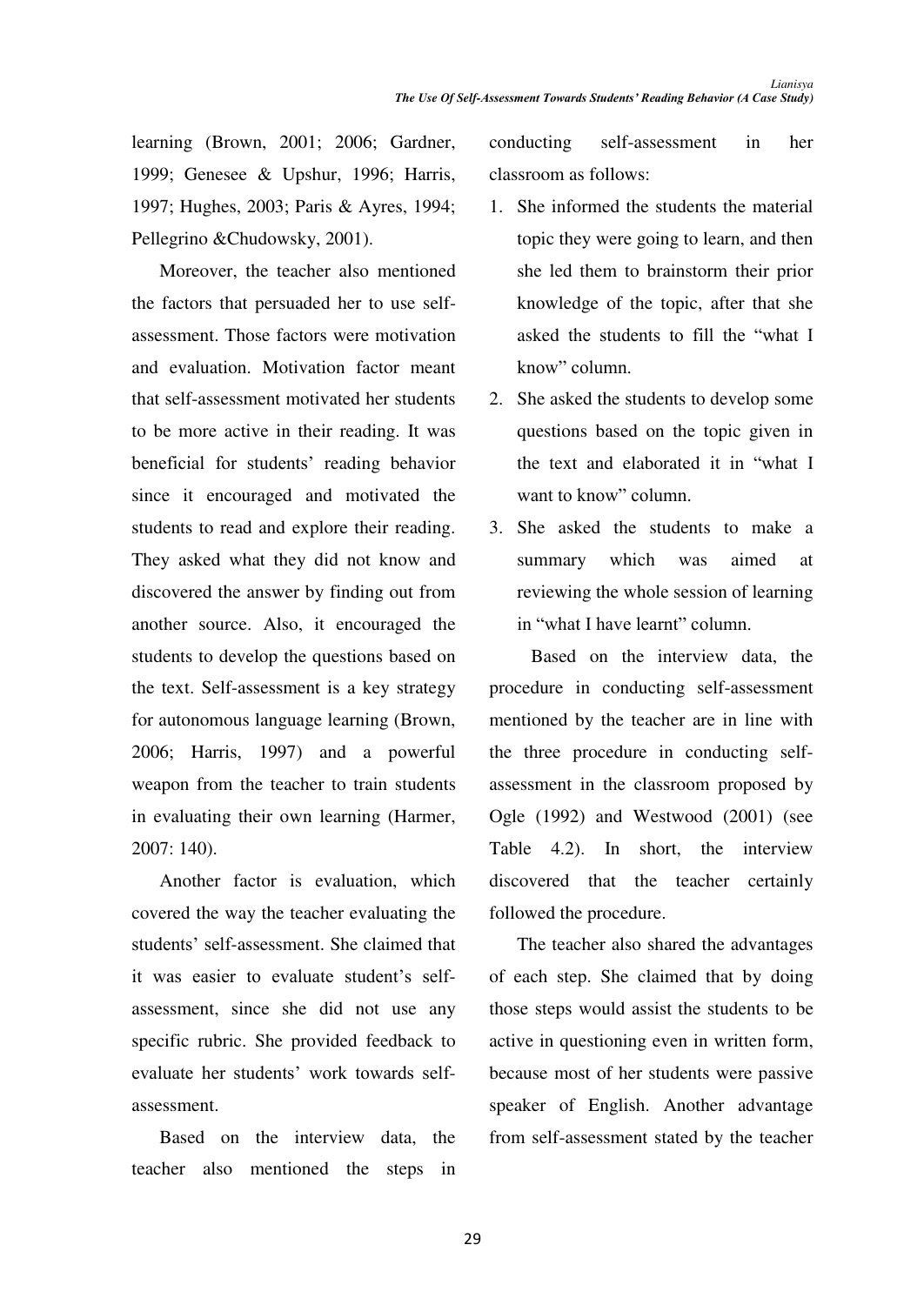learning (Brown, 2001; 2006; Gardner, 1999; Genesee & Upshur, 1996; Harris, 1997; Hughes, 2003; Paris & Ayres, 1994; Pellegrino &Chudowsky, 2001).

Moreover, the teacher also mentioned the factors that persuaded her to use self-assessment. Those factors were motivation and evaluation. Motivation factor meant that self-assessment motivated her students to be more active in their reading. It was beneficial for students' reading behavior since it encouraged and motivated the students to read and explore their reading. They asked what they did not know and discovered the answer by finding out from another source. Also, it encouraged the students to develop the questions based on the text. Self-assessment is a key strategy for autonomous language learning (Brown, 2006; Harris, 1997) and a powerful weapon from the teacher to train students in evaluating their own learning (Harmer, 2007: 140).

Another factor is evaluation, which covered the way the teacher evaluating the students' self-assessment. She claimed that it was easier to evaluate student's self-assessment, since she did not use any specific rubric. She provided feedback to evaluate her students' work towards self-assessment.

Based on the interview data, the teacher also mentioned the steps in conducting self-assessment in her classroom as follows:

1. She informed the students the material topic they were going to learn, and then she led them to brainstorm their prior knowledge of the topic, after that she asked the students to fill the "what I know" column.
2. She asked the students to develop some questions based on the topic given in the text and elaborated it in "what I want to know" column.
3. She asked the students to make a summary which was aimed at reviewing the whole session of learning in "what I have learnt" column.

Based on the interview data, the procedure in conducting self-assessment mentioned by the teacher are in line with the three procedure in conducting self-assessment in the classroom proposed by Ogle (1992) and Westwood (2001) (see Table 4.2). In short, the interview discovered that the teacher certainly followed the procedure.

The teacher also shared the advantages of each step. She claimed that by doing those steps would assist the students to be active in questioning even in written form, because most of her students were passive speaker of English. Another advantage from self-assessment stated by the teacher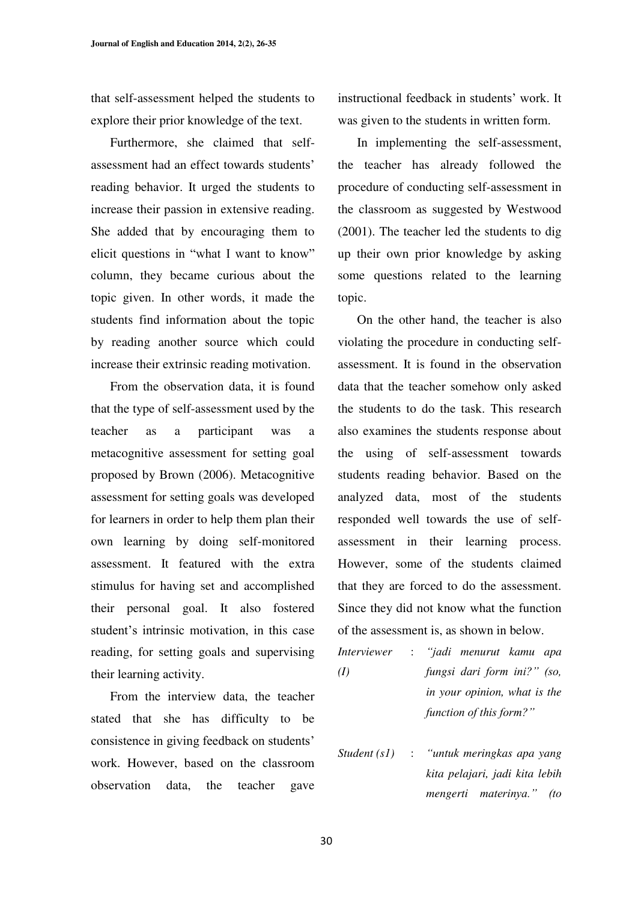that self-assessment helped the students to explore their prior knowledge of the text.

Furthermore, she claimed that self-assessment had an effect towards students' reading behavior. It urged the students to increase their passion in extensive reading. She added that by encouraging them to elicit questions in "what I want to know" column, they became curious about the topic given. In other words, it made the students find information about the topic by reading another source which could increase their extrinsic reading motivation.

From the observation data, it is found that the type of self-assessment used by the teacher as a participant was a metacognitive assessment for setting goal proposed by Brown (2006). Metacognitive assessment for setting goals was developed for learners in order to help them plan their own learning by doing self-monitored assessment. It featured with the extra stimulus for having set and accomplished their personal goal. It also fostered student's intrinsic motivation, in this case reading, for setting goals and supervising their learning activity.

From the interview data, the teacher stated that she has difficulty to be consistence in giving feedback on students' work. However, based on the classroom observation data, the teacher gave instructional feedback in students' work. It was given to the students in written form.

In implementing the self-assessment, the teacher has already followed the procedure of conducting self-assessment in the classroom as suggested by Westwood (2001). The teacher led the students to dig up their own prior knowledge by asking some questions related to the learning topic.

On the other hand, the teacher is also violating the procedure in conducting self-assessment. It is found in the observation data that the teacher somehow only asked the students to do the task. This research also examines the students response about the using of self-assessment towards students reading behavior. Based on the analyzed data, most of the students responded well towards the use of self-assessment in their learning process. However, some of the students claimed that they are forced to do the assessment. Since they did not know what the function of the assessment is, as shown in below.

*Interviewer (I)* : *"jadi menurut kamu apa fungsi dari form ini?" (so, in your opinion, what is the function of this form?"*

*Student (s1)* : *"untuk meringkas apa yang kita pelajari, jadi kita lebih mengerti materinya." (to*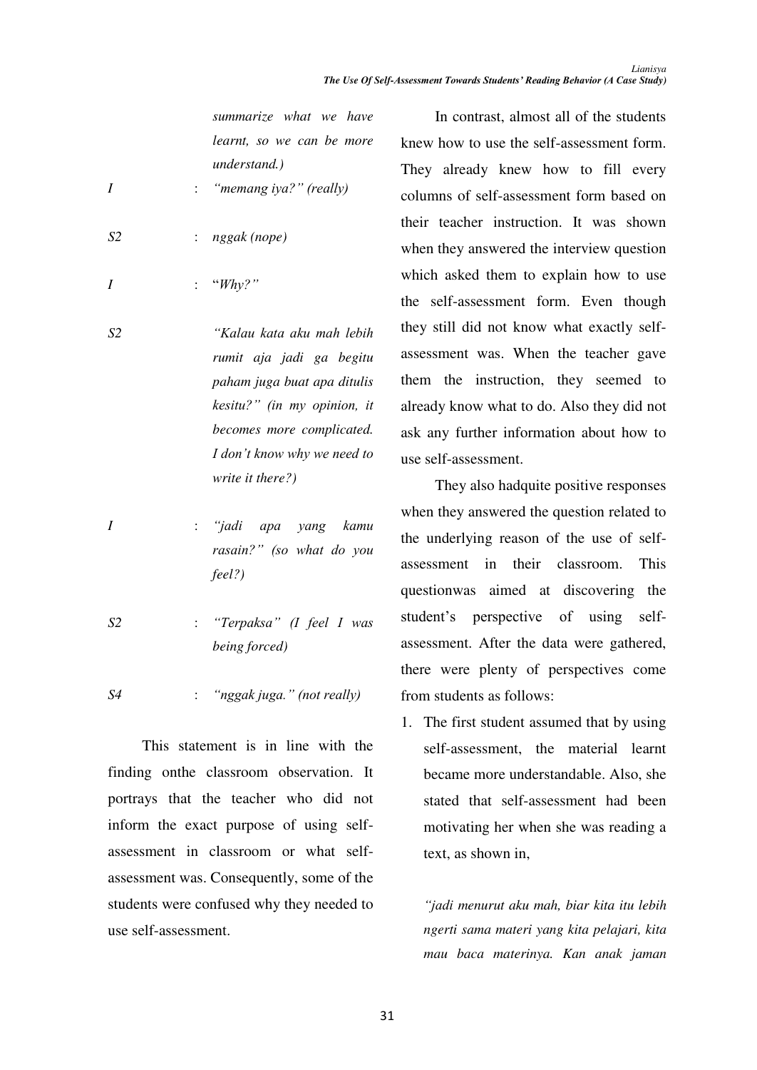*summarize what we have learnt, so we can be more understand.)*

| | | |
|---|---|---|
| *I* | : | *"memang iya?" (really)* |
| *S2* | : | *nggak (nope)* |
| *I* | : | "*Why?"* |
| *S2* | | *"Kalau kata aku mah lebih rumit aja jadi ga begitu paham juga buat apa ditulis kesitu?" (in my opinion, it becomes more complicated. I don't know why we need to write it there?)* |
| *I* | : | *"jadi apa yang kamu rasain?" (so what do you feel?)* |
| *S2* | : | *"Terpaksa" (I feel I was being forced)* |
| *S4* | : | *"nggak juga." (not really)* |

This statement is in line with the finding onthe classroom observation. It portrays that the teacher who did not inform the exact purpose of using self-assessment in classroom or what self-assessment was. Consequently, some of the students were confused why they needed to use self-assessment.

In contrast, almost all of the students knew how to use the self-assessment form. They already knew how to fill every columns of self-assessment form based on their teacher instruction. It was shown when they answered the interview question which asked them to explain how to use the self-assessment form. Even though they still did not know what exactly self-assessment was. When the teacher gave them the instruction, they seemed to already know what to do. Also they did not ask any further information about how to use self-assessment.

They also hadquite positive responses when they answered the question related to the underlying reason of the use of self-assessment in their classroom. This questionwas aimed at discovering the student's perspective of using self-assessment. After the data were gathered, there were plenty of perspectives come from students as follows:

1. The first student assumed that by using self-assessment, the material learnt became more understandable. Also, she stated that self-assessment had been motivating her when she was reading a text, as shown in,

   *"jadi menurut aku mah, biar kita itu lebih ngerti sama materi yang kita pelajari, kita mau baca materinya. Kan anak jaman*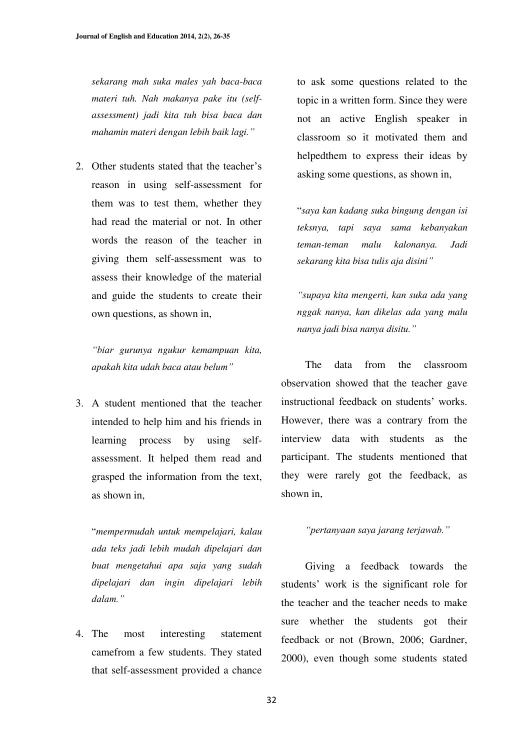*sekarang mah suka males yah baca-baca materi tuh. Nah makanya pake itu (self-assessment) jadi kita tuh bisa baca dan mahamin materi dengan lebih baik lagi."*

2. Other students stated that the teacher's reason in using self-assessment for them was to test them, whether they had read the material or not. In other words the reason of the teacher in giving them self-assessment was to assess their knowledge of the material and guide the students to create their own questions, as shown in,

   *"biar gurunya ngukur kemampuan kita, apakah kita udah baca atau belum"*

3. A student mentioned that the teacher intended to help him and his friends in learning process by using self-assessment. It helped them read and grasped the information from the text, as shown in,

   "*mempermudah untuk mempelajari, kalau ada teks jadi lebih mudah dipelajari dan buat mengetahui apa saja yang sudah dipelajari dan ingin dipelajari lebih dalam."*

4. The most interesting statement camefrom a few students. They stated that self-assessment provided a chance to ask some questions related to the topic in a written form. Since they were not an active English speaker in classroom so it motivated them and helpedthem to express their ideas by asking some questions, as shown in,

   "*saya kan kadang suka bingung dengan isi teksnya, tapi saya sama kebanyakan teman-teman malu kalonanya. Jadi sekarang kita bisa tulis aja disini"*

   *"supaya kita mengerti, kan suka ada yang nggak nanya, kan dikelas ada yang malu nanya jadi bisa nanya disitu."*

The data from the classroom observation showed that the teacher gave instructional feedback on students' works. However, there was a contrary from the interview data with students as the participant. The students mentioned that they were rarely got the feedback, as shown in,

*"pertanyaan saya jarang terjawab."*

Giving a feedback towards the students' work is the significant role for the teacher and the teacher needs to make sure whether the students got their feedback or not (Brown, 2006; Gardner, 2000), even though some students stated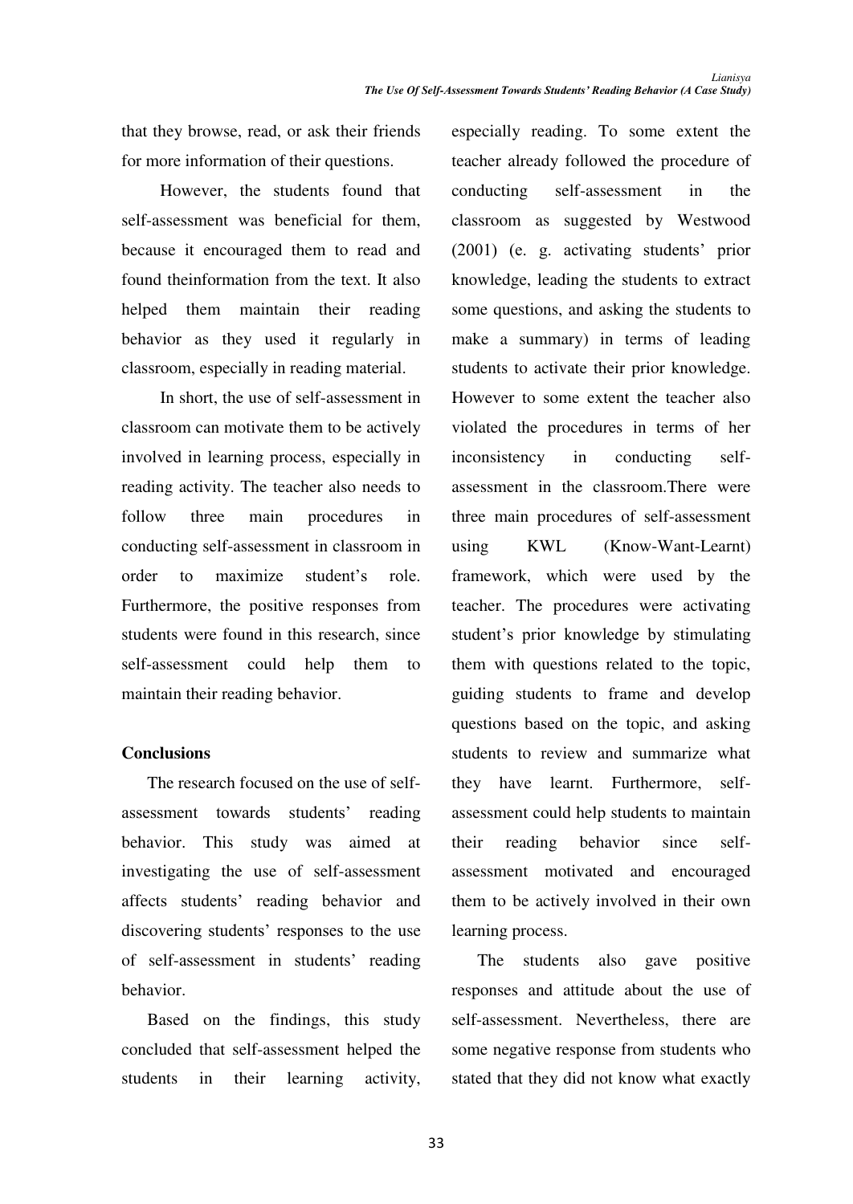that they browse, read, or ask their friends for more information of their questions.

However, the students found that self-assessment was beneficial for them, because it encouraged them to read and found theinformation from the text. It also helped them maintain their reading behavior as they used it regularly in classroom, especially in reading material.

In short, the use of self-assessment in classroom can motivate them to be actively involved in learning process, especially in reading activity. The teacher also needs to follow three main procedures in conducting self-assessment in classroom in order to maximize student's role. Furthermore, the positive responses from students were found in this research, since self-assessment could help them to maintain their reading behavior.

## Conclusions

The research focused on the use of self-assessment towards students' reading behavior. This study was aimed at investigating the use of self-assessment affects students' reading behavior and discovering students' responses to the use of self-assessment in students' reading behavior.

Based on the findings, this study concluded that self-assessment helped the students in their learning activity, especially reading. To some extent the teacher already followed the procedure of conducting self-assessment in the classroom as suggested by Westwood (2001) (e. g. activating students' prior knowledge, leading the students to extract some questions, and asking the students to make a summary) in terms of leading students to activate their prior knowledge. However to some extent the teacher also violated the procedures in terms of her inconsistency in conducting self-assessment in the classroom.There were three main procedures of self-assessment using KWL (Know-Want-Learnt) framework, which were used by the teacher. The procedures were activating student's prior knowledge by stimulating them with questions related to the topic, guiding students to frame and develop questions based on the topic, and asking students to review and summarize what they have learnt. Furthermore, self-assessment could help students to maintain their reading behavior since self-assessment motivated and encouraged them to be actively involved in their own learning process.

The students also gave positive responses and attitude about the use of self-assessment. Nevertheless, there are some negative response from students who stated that they did not know what exactly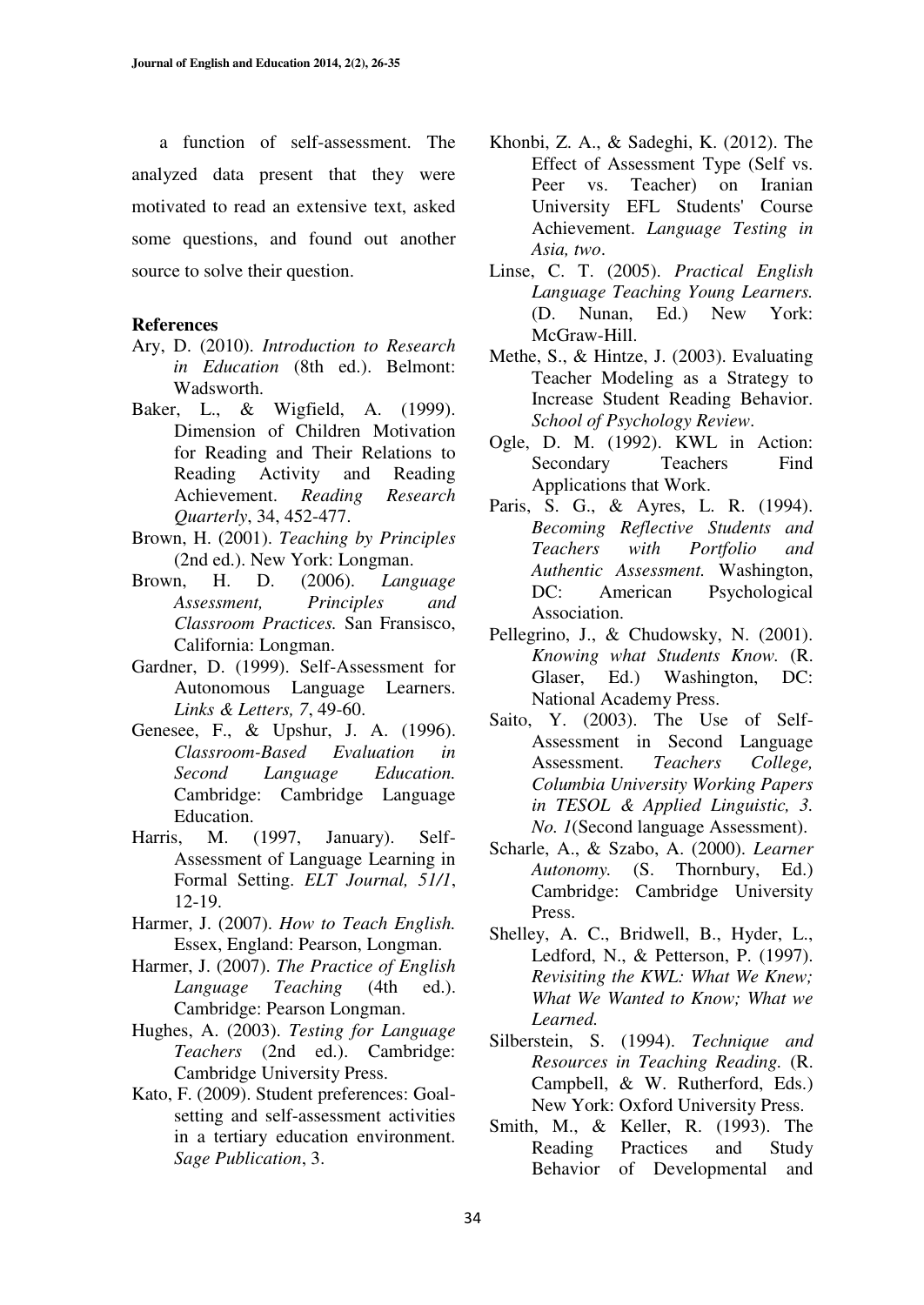a function of self-assessment. The analyzed data present that they were motivated to read an extensive text, asked some questions, and found out another source to solve their question.

**References**

Ary, D. (2010). *Introduction to Research in Education* (8th ed.). Belmont: Wadsworth.

Baker, L., & Wigfield, A. (1999). Dimension of Children Motivation for Reading and Their Relations to Reading Activity and Reading Achievement. *Reading Research Quarterly*, 34, 452-477.

Brown, H. (2001). *Teaching by Principles* (2nd ed.). New York: Longman.

Brown, H. D. (2006). *Language Assessment, Principles and Classroom Practices.* San Fransisco, California: Longman.

Gardner, D. (1999). Self-Assessment for Autonomous Language Learners. *Links & Letters, 7*, 49-60.

Genesee, F., & Upshur, J. A. (1996). *Classroom-Based Evaluation in Second Language Education.* Cambridge: Cambridge Language Education.

Harris, M. (1997, January). Self-Assessment of Language Learning in Formal Setting. *ELT Journal, 51/1*, 12-19.

Harmer, J. (2007). *How to Teach English.* Essex, England: Pearson, Longman.

Harmer, J. (2007). *The Practice of English Language Teaching* (4th ed.). Cambridge: Pearson Longman.

Hughes, A. (2003). *Testing for Language Teachers* (2nd ed.). Cambridge: Cambridge University Press.

Kato, F. (2009). Student preferences: Goal-setting and self-assessment activities in a tertiary education environment. *Sage Publication*, 3.

Khonbi, Z. A., & Sadeghi, K. (2012). The Effect of Assessment Type (Self vs. Peer vs. Teacher) on Iranian University EFL Students' Course Achievement. *Language Testing in Asia, two*.

Linse, C. T. (2005). *Practical English Language Teaching Young Learners.* (D. Nunan, Ed.) New York: McGraw-Hill.

Methe, S., & Hintze, J. (2003). Evaluating Teacher Modeling as a Strategy to Increase Student Reading Behavior. *School of Psychology Review*.

Ogle, D. M. (1992). KWL in Action: Secondary Teachers Find Applications that Work.

Paris, S. G., & Ayres, L. R. (1994). *Becoming Reflective Students and Teachers with Portfolio and Authentic Assessment.* Washington, DC: American Psychological Association.

Pellegrino, J., & Chudowsky, N. (2001). *Knowing what Students Know.* (R. Glaser, Ed.) Washington, DC: National Academy Press.

Saito, Y. (2003). The Use of Self-Assessment in Second Language Assessment. *Teachers College, Columbia University Working Papers in TESOL & Applied Linguistic, 3. No. 1*(Second language Assessment).

Scharle, A., & Szabo, A. (2000). *Learner Autonomy.* (S. Thornbury, Ed.) Cambridge: Cambridge University Press.

Shelley, A. C., Bridwell, B., Hyder, L., Ledford, N., & Petterson, P. (1997). *Revisiting the KWL: What We Knew; What We Wanted to Know; What we Learned.*

Silberstein, S. (1994). *Technique and Resources in Teaching Reading.* (R. Campbell, & W. Rutherford, Eds.) New York: Oxford University Press.

Smith, M., & Keller, R. (1993). The Reading Practices and Study Behavior of Developmental and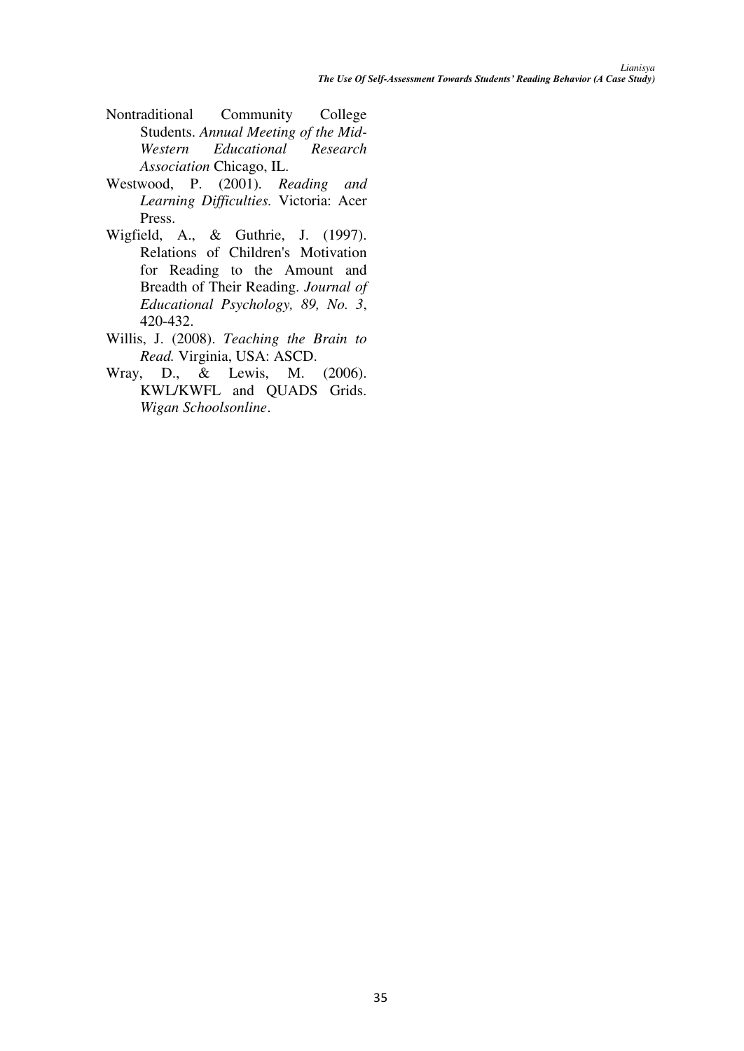Nontraditional Community College Students. *Annual Meeting of the Mid-Western Educational Research Association* Chicago, IL.

Westwood, P. (2001). *Reading and Learning Difficulties.* Victoria: Acer Press.

Wigfield, A., & Guthrie, J. (1997). Relations of Children's Motivation for Reading to the Amount and Breadth of Their Reading. *Journal of Educational Psychology, 89, No. 3*, 420-432.

Willis, J. (2008). *Teaching the Brain to Read.* Virginia, USA: ASCD.

Wray, D., & Lewis, M. (2006). KWL/KWFL and QUADS Grids. *Wigan Schoolsonline*.